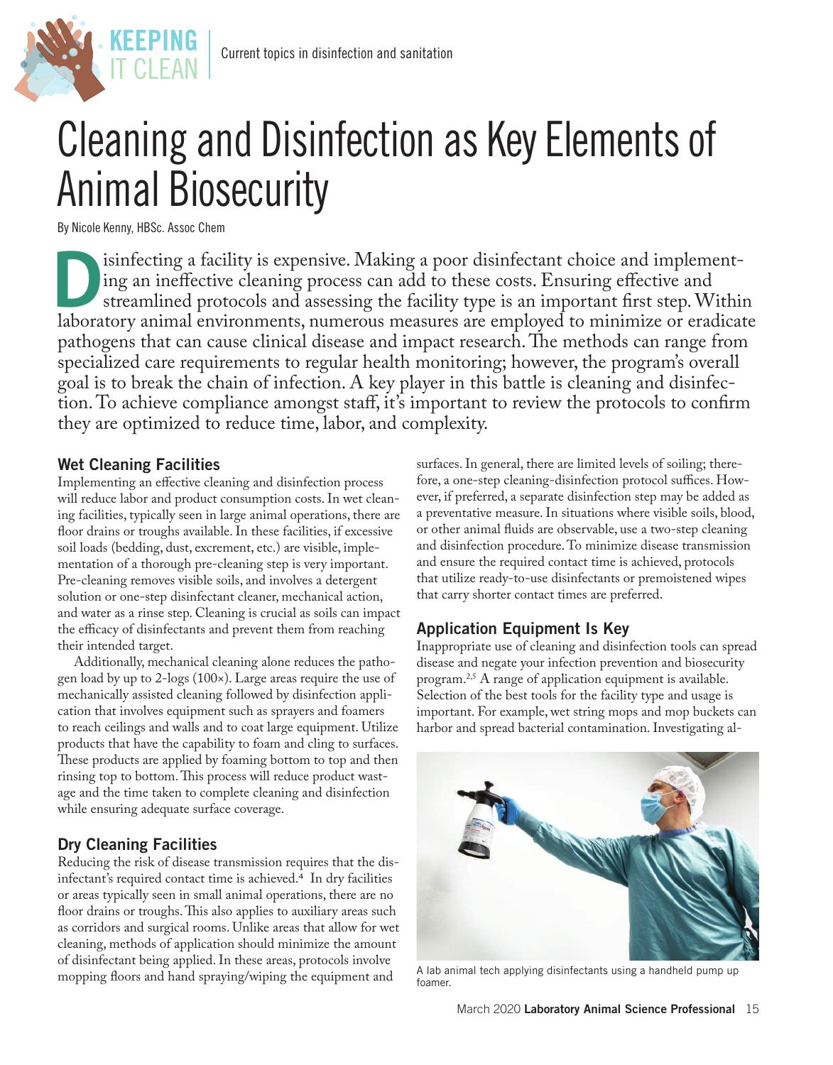# Cleaning and Disinfection as Key Elements of Animal Biosecurity

By Nicole Kenny, HBSc. Assoc Chem

Disinfecting a facility is expensive. Making a poor disinfectant choice and implementing an ineffective cleaning process can add to these costs. Ensuring effective and streamlined protocols and assessing the facility type is an important first step. Within laboratory animal environments, numerous measures are employed to minimize or eradicate pathogens that can cause clinical disease and impact research. The methods can range from specialized care requirements to regular health monitoring; however, the program's overall goal is to break the chain of infection. A key player in this battle is cleaning and disinfection. To achieve compliance amongst staff, it's important to review the protocols to confirm they are optimized to reduce time, labor, and complexity.

## Wet Cleaning Facilities

Implementing an effective cleaning and disinfection process will reduce labor and product consumption costs. In wet cleaning facilities, typically seen in large animal operations, there are floor drains or troughs available. In these facilities, if excessive soil loads (bedding, dust, excrement, etc.) are visible, implementation of a thorough pre-cleaning step is very important. Pre-cleaning removes visible soils, and involves a detergent solution or one-step disinfectant cleaner, mechanical action, and water as a rinse step. Cleaning is crucial as soils can impact the efficacy of disinfectants and prevent them from reaching their intended target.

Additionally, mechanical cleaning alone reduces the pathogen load by up to 2-logs (100×). Large areas require the use of mechanically assisted cleaning followed by disinfection application that involves equipment such as sprayers and foamers to reach ceilings and walls and to coat large equipment. Utilize products that have the capability to foam and cling to surfaces. These products are applied by foaming bottom to top and then rinsing top to bottom. This process will reduce product wastage and the time taken to complete cleaning and disinfection while ensuring adequate surface coverage.

## Dry Cleaning Facilities

Reducing the risk of disease transmission requires that the disinfectant's required contact time is achieved.[4] In dry facilities or areas typically seen in small animal operations, there are no floor drains or troughs. This also applies to auxiliary areas such as corridors and surgical rooms. Unlike areas that allow for wet cleaning, methods of application should minimize the amount of disinfectant being applied. In these areas, protocols involve mopping floors and hand spraying/wiping the equipment and surfaces. In general, there are limited levels of soiling; therefore, a one-step cleaning-disinfection protocol suffices. However, if preferred, a separate disinfection step may be added as a preventative measure. In situations where visible soils, blood, or other animal fluids are observable, use a two-step cleaning and disinfection procedure. To minimize disease transmission and ensure the required contact time is achieved, protocols that utilize ready-to-use disinfectants or premoistened wipes that carry shorter contact times are preferred.

## Application Equipment Is Key

Inappropriate use of cleaning and disinfection tools can spread disease and negate your infection prevention and biosecurity program.[2,5] A range of application equipment is available. Selection of the best tools for the facility type and usage is important. For example, wet string mops and mop buckets can harbor and spread bacterial contamination. Investigating al-

A lab animal tech applying disinfectants using a handheld pump up foamer.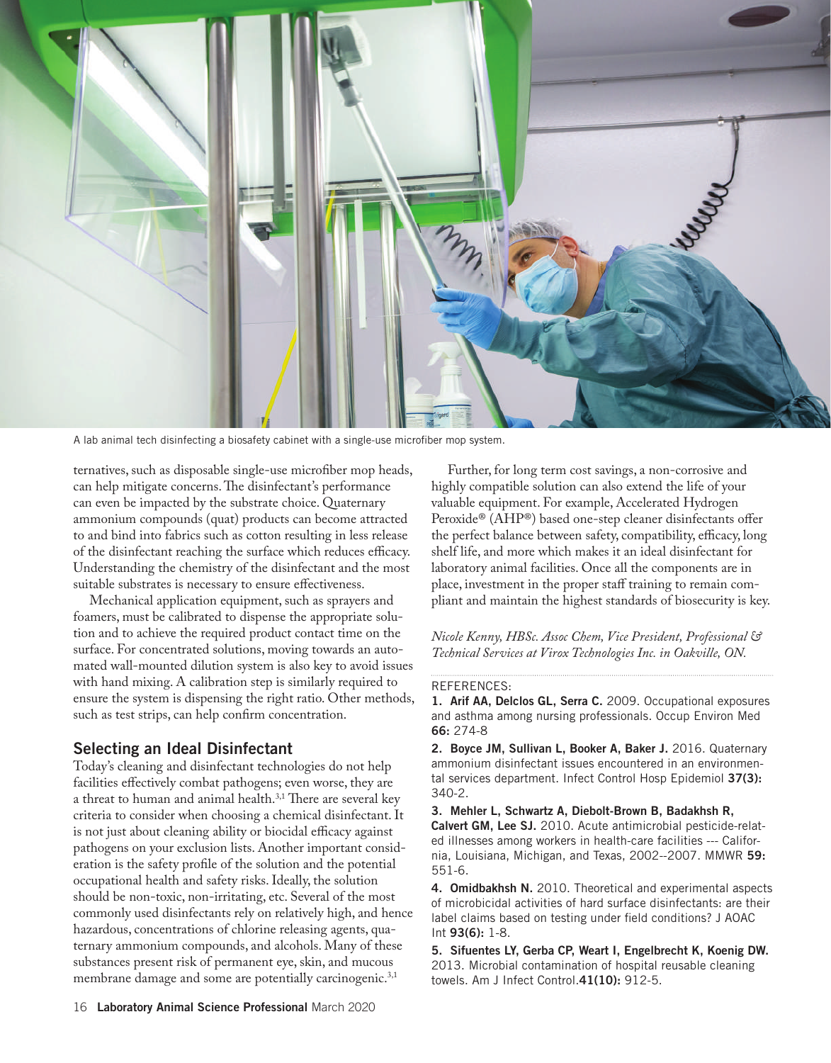A lab animal tech disinfecting a biosafety cabinet with a single-use microfiber mop system.

ternatives, such as disposable single-use microfiber mop heads, can help mitigate concerns. The disinfectant's performance can even be impacted by the substrate choice. Quaternary ammonium compounds (quat) products can become attracted to and bind into fabrics such as cotton resulting in less release of the disinfectant reaching the surface which reduces efficacy. Understanding the chemistry of the disinfectant and the most suitable substrates is necessary to ensure effectiveness.

Mechanical application equipment, such as sprayers and foamers, must be calibrated to dispense the appropriate solution and to achieve the required product contact time on the surface. For concentrated solutions, moving towards an automated wall-mounted dilution system is also key to avoid issues with hand mixing. A calibration step is similarly required to ensure the system is dispensing the right ratio. Other methods, such as test strips, can help confirm concentration.

## Selecting an Ideal Disinfectant

Today's cleaning and disinfectant technologies do not help facilities effectively combat pathogens; even worse, they are a threat to human and animal health.[3,1] There are several key criteria to consider when choosing a chemical disinfectant. It is not just about cleaning ability or biocidal efficacy against pathogens on your exclusion lists. Another important consideration is the safety profile of the solution and the potential occupational health and safety risks. Ideally, the solution should be non-toxic, non-irritating, etc. Several of the most commonly used disinfectants rely on relatively high, and hence hazardous, concentrations of chlorine releasing agents, quaternary ammonium compounds, and alcohols. Many of these substances present risk of permanent eye, skin, and mucous membrane damage and some are potentially carcinogenic.[3,1]

Further, for long term cost savings, a non-corrosive and highly compatible solution can also extend the life of your valuable equipment. For example, Accelerated Hydrogen Peroxide® (AHP®) based one-step cleaner disinfectants offer the perfect balance between safety, compatibility, efficacy, long shelf life, and more which makes it an ideal disinfectant for laboratory animal facilities. Once all the components are in place, investment in the proper staff training to remain compliant and maintain the highest standards of biosecurity is key.

*Nicole Kenny, HBSc. Assoc Chem, Vice President, Professional & Technical Services at Virox Technologies Inc. in Oakville, ON.*

REFERENCES:

1. **Arif AA, Delclos GL, Serra C.** 2009. Occupational exposures and asthma among nursing professionals. Occup Environ Med **66:** 274-8

2. **Boyce JM, Sullivan L, Booker A, Baker J.** 2016. Quaternary ammonium disinfectant issues encountered in an environmental services department. Infect Control Hosp Epidemiol **37(3):** 340-2.

3. **Mehler L, Schwartz A, Diebolt-Brown B, Badakhsh R, Calvert GM, Lee SJ.** 2010. Acute antimicrobial pesticide-related illnesses among workers in health-care facilities --- California, Louisiana, Michigan, and Texas, 2002--2007. MMWR **59:** 551-6.

4. **Omidbakhsh N.** 2010. Theoretical and experimental aspects of microbicidal activities of hard surface disinfectants: are their label claims based on testing under field conditions? J AOAC Int **93(6):** 1-8.

5. **Sifuentes LY, Gerba CP, Weart I, Engelbrecht K, Koenig DW.** 2013. Microbial contamination of hospital reusable cleaning towels. Am J Infect Control.**41(10):** 912-5.